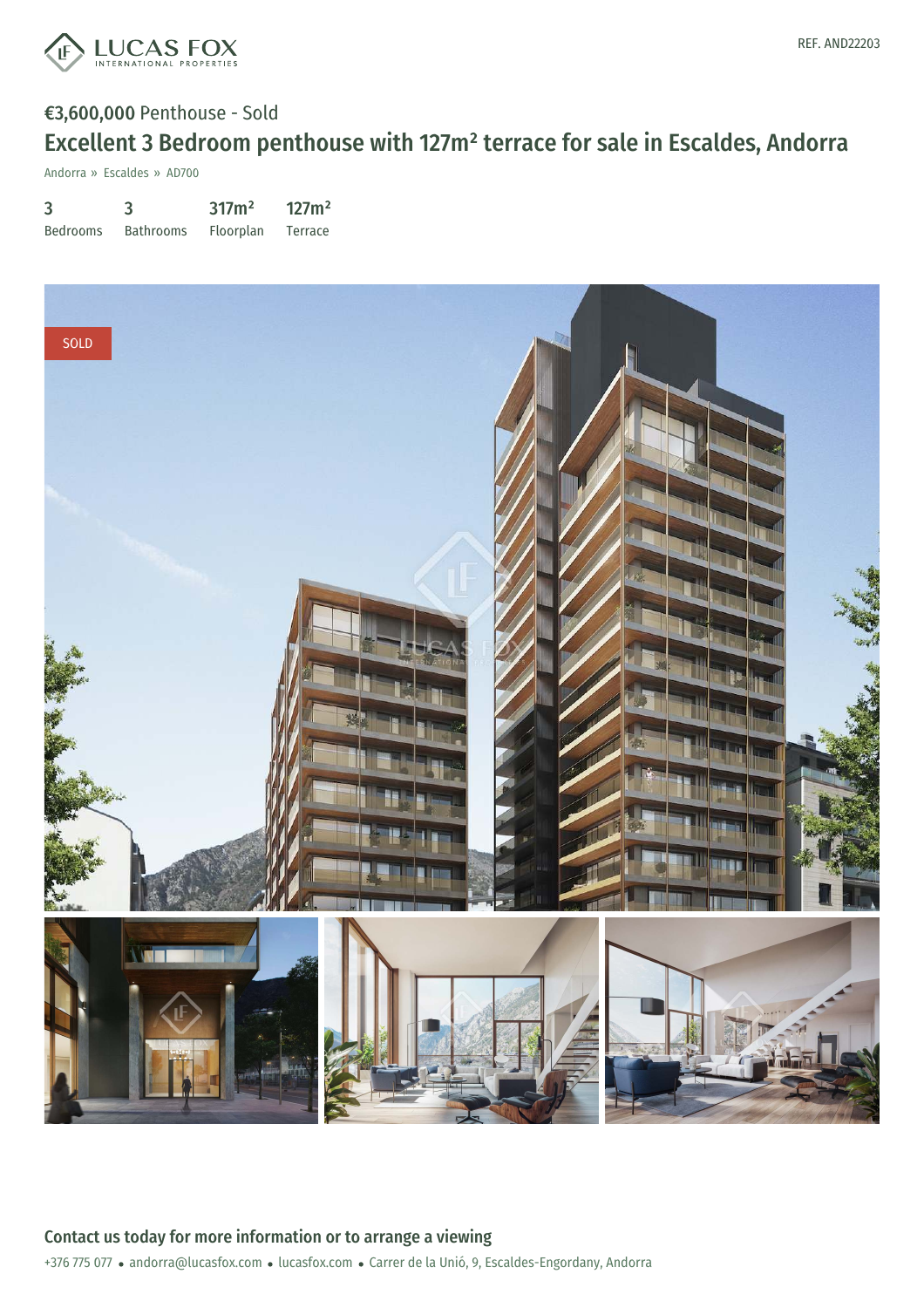REF. AND22203

**€3,600,000** Penthouse - Sold

# Excellent 3 Bedroom penthouse with 127m² terrace for sale in Escaldes, Andorra

Andorra » Escaldes » AD700

| 3 | 3 | 317m² | 127m² |
|---|---|---|---|
| Bedrooms | Bathrooms | Floorplan | Terrace |

SOLD

## Contact us today for more information or to arrange a viewing

+376 775 077 • andorra@lucasfox.com • lucasfox.com • Carrer de la Unió, 9, Escaldes-Engordany, Andorra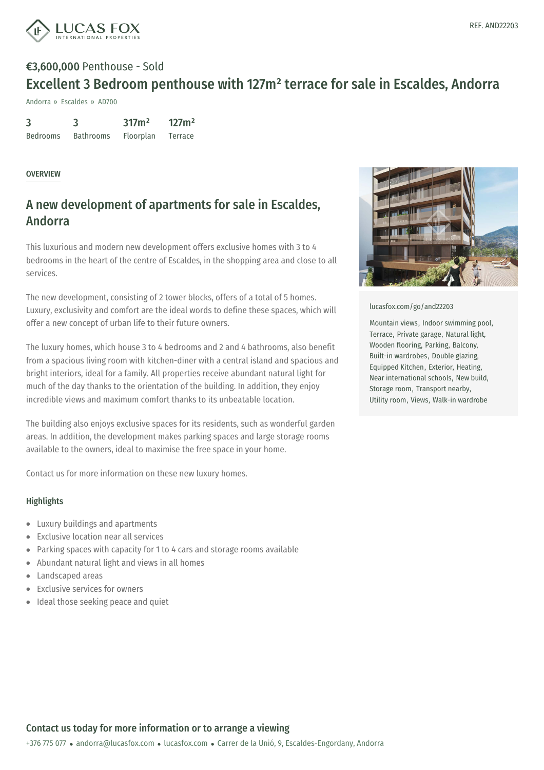REF. AND22203

**€3,600,000** Penthouse - Sold

# Excellent 3 Bedroom penthouse with 127m² terrace for sale in Escaldes, Andorra

Andorra » Escaldes » AD700

| 3 | 3 | 317m² | 127m² |
|---|---|---|---|
| Bedrooms | Bathrooms | Floorplan | Terrace |

OVERVIEW

## A new development of apartments for sale in Escaldes, Andorra

This luxurious and modern new development offers exclusive homes with 3 to 4 bedrooms in the heart of the centre of Escaldes, in the shopping area and close to all services.

The new development, consisting of 2 tower blocks, offers of a total of 5 homes. Luxury, exclusivity and comfort are the ideal words to define these spaces, which will offer a new concept of urban life to their future owners.

The luxury homes, which house 3 to 4 bedrooms and 2 and 4 bathrooms, also benefit from a spacious living room with kitchen-diner with a central island and spacious and bright interiors, ideal for a family. All properties receive abundant natural light for much of the day thanks to the orientation of the building. In addition, they enjoy incredible views and maximum comfort thanks to its unbeatable location.

The building also enjoys exclusive spaces for its residents, such as wonderful garden areas. In addition, the development makes parking spaces and large storage rooms available to the owners, ideal to maximise the free space in your home.

Contact us for more information on these new luxury homes.

### Highlights

- Luxury buildings and apartments
- Exclusive location near all services
- Parking spaces with capacity for 1 to 4 cars and storage rooms available
- Abundant natural light and views in all homes
- Landscaped areas
- Exclusive services for owners
- Ideal those seeking peace and quiet

lucasfox.com/go/and22203

Mountain views, Indoor swimming pool, Terrace, Private garage, Natural light, Wooden flooring, Parking, Balcony, Built-in wardrobes, Double glazing, Equipped Kitchen, Exterior, Heating, Near international schools, New build, Storage room, Transport nearby, Utility room, Views, Walk-in wardrobe

## Contact us today for more information or to arrange a viewing

+376 775 077 • andorra@lucasfox.com • lucasfox.com • Carrer de la Unió, 9, Escaldes-Engordany, Andorra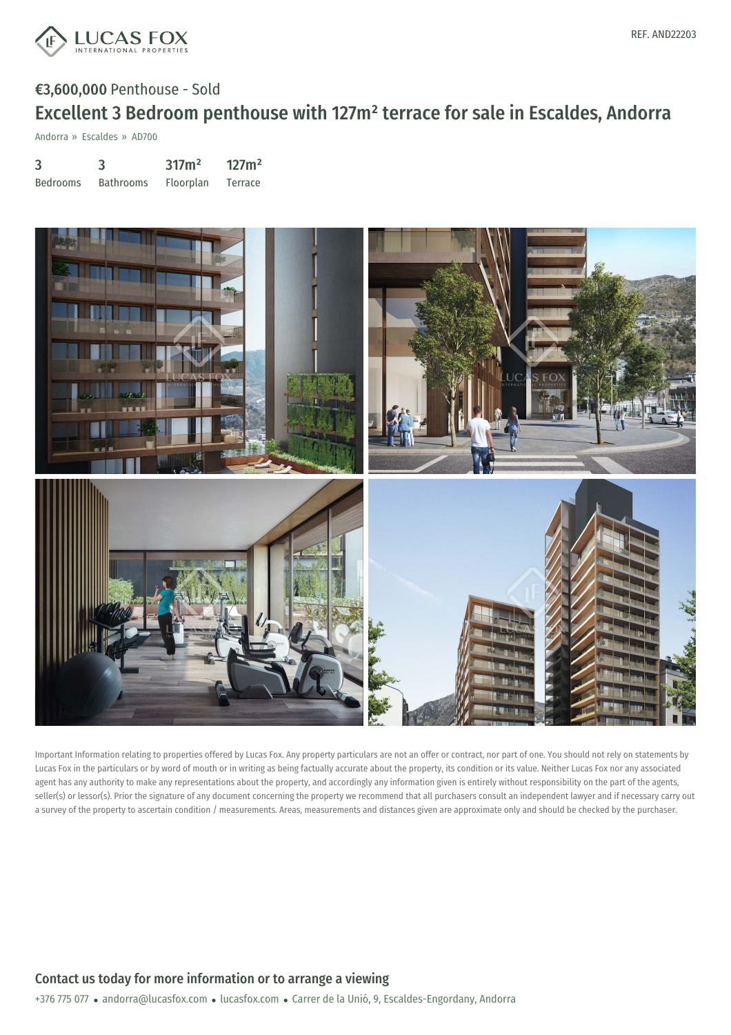REF. AND22203

**€3,600,000** Penthouse - Sold

# Excellent 3 Bedroom penthouse with 127m² terrace for sale in Escaldes, Andorra

Andorra » Escaldes » AD700

| 3 | 3 | 317m² | 127m² |
|---|---|---|---|
| Bedrooms | Bathrooms | Floorplan | Terrace |

Important Information relating to properties offered by Lucas Fox. Any property particulars are not an offer or contract, nor part of one. You should not rely on statements by Lucas Fox in the particulars or by word of mouth or in writing as being factually accurate about the property, its condition or its value. Neither Lucas Fox nor any associated agent has any authority to make any representations about the property, and accordingly any information given is entirely without responsibility on the part of the agents, seller(s) or lessor(s). Prior the signature of any document concerning the property we recommend that all purchasers consult an independent lawyer and if necessary carry out a survey of the property to ascertain condition / measurements. Areas, measurements and distances given are approximate only and should be checked by the purchaser.

## Contact us today for more information or to arrange a viewing

+376 775 077 • andorra@lucasfox.com • lucasfox.com • Carrer de la Unió, 9, Escaldes-Engordany, Andorra